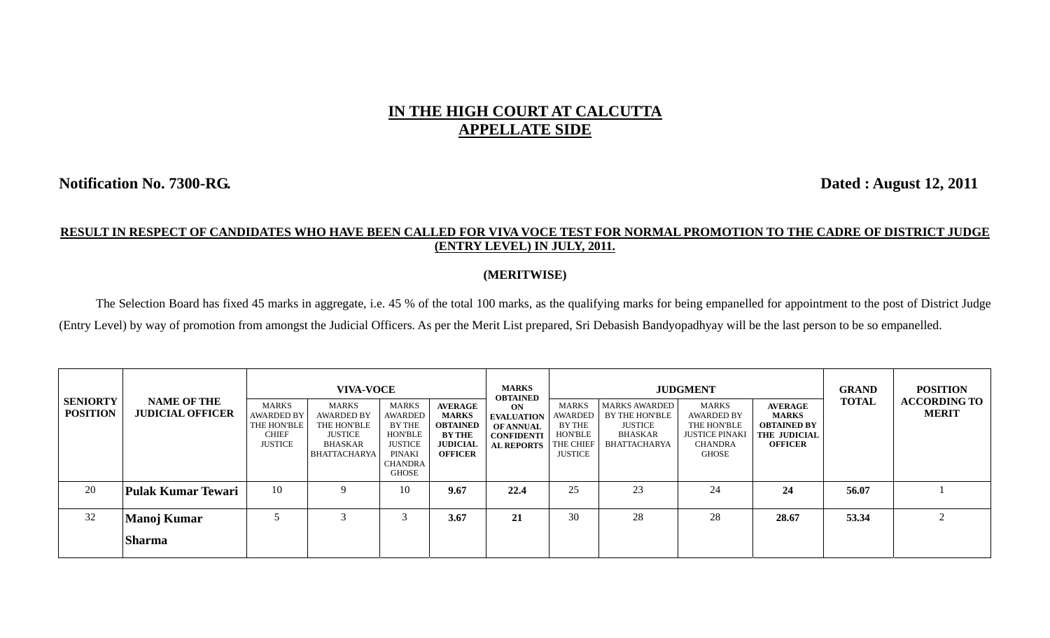# IN THE HIGH COURT AT CALCUTTA
## APPELLATE SIDE

**Notification No. 7300-RG.** **Dated : August 12, 2011**

**RESULT IN RESPECT OF CANDIDATES WHO HAVE BEEN CALLED FOR VIVA VOCE TEST FOR NORMAL PROMOTION TO THE CADRE OF DISTRICT JUDGE (ENTRY LEVEL) IN JULY, 2011.**

**(MERITWISE)**

The Selection Board has fixed 45 marks in aggregate, i.e. 45 % of the total 100 marks, as the qualifying marks for being empanelled for appointment to the post of District Judge (Entry Level) by way of promotion from amongst the Judicial Officers. As per the Merit List prepared, Sri Debasish Bandyopadhyay will be the last person to be so empanelled.

| SENIORTY POSITION | NAME OF THE JUDICIAL OFFICER | VIVA-VOCE | | | | MARKS OBTAINED ON EVALUATION OF ANNUAL CONFIDENTIAL REPORTS | JUDGMENT | | | | GRAND TOTAL | POSITION ACCORDING TO MERIT |
|---|---|---|---|---|---|---|---|---|---|---|---|---|
| | | MARKS AWARDED BY THE HON'BLE CHIEF JUSTICE | MARKS AWARDED BY THE HON'BLE JUSTICE BHASKAR BHATTACHARYA | MARKS AWARDED BY THE HON'BLE JUSTICE PINAKI CHANDRA GHOSE | AVERAGE MARKS OBTAINED BY THE JUDICIAL OFFICER | | MARKS AWARDED BY THE HON'BLE THE CHIEF JUSTICE | MARKS AWARDED BY THE HON'BLE JUSTICE BHASKAR BHATTACHARYA | MARKS AWARDED BY THE HON'BLE JUSTICE PINAKI CHANDRA GHOSE | AVERAGE MARKS OBTAINED BY THE JUDICIAL OFFICER | | |
| 20 | **Pulak Kumar Tewari** | 10 | 9 | 10 | **9.67** | **22.4** | 25 | 23 | 24 | **24** | **56.07** | 1 |
| 32 | **Manoj Kumar Sharma** | 5 | 3 | 3 | **3.67** | **21** | 30 | 28 | 28 | **28.67** | **53.34** | 2 |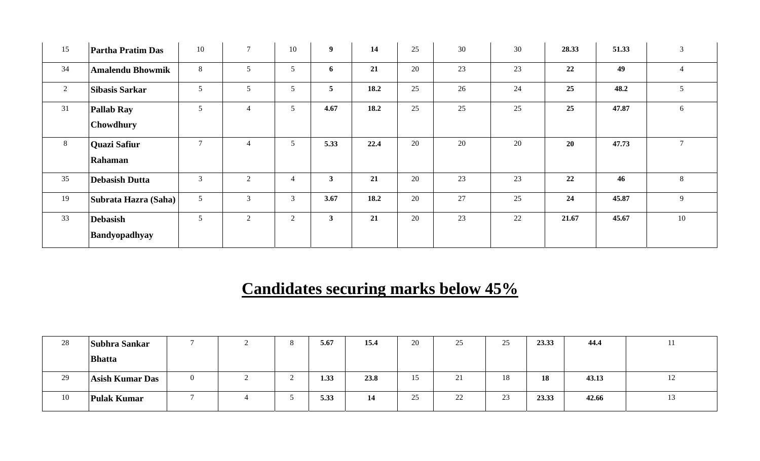| | | | | | | | | | | | | |
|---|---|---|---|---|---|---|---|---|---|---|---|---|
| 15 | **Partha Pratim Das** | 10 | 7 | 10 | **9** | **14** | 25 | 30 | 30 | **28.33** | **51.33** | 3 |
| 34 | **Amalendu Bhowmik** | 8 | 5 | 5 | **6** | **21** | 20 | 23 | 23 | **22** | **49** | 4 |
| 2 | **Sibasis Sarkar** | 5 | 5 | 5 | **5** | **18.2** | 25 | 26 | 24 | **25** | **48.2** | 5 |
| 31 | **Pallab Ray Chowdhury** | 5 | 4 | 5 | **4.67** | **18.2** | 25 | 25 | 25 | **25** | **47.87** | 6 |
| 8 | **Quazi Safiur Rahaman** | 7 | 4 | 5 | **5.33** | **22.4** | 20 | 20 | 20 | **20** | **47.73** | 7 |
| 35 | **Debasish Dutta** | 3 | 2 | 4 | **3** | **21** | 20 | 23 | 23 | **22** | **46** | 8 |
| 19 | **Subrata Hazra (Saha)** | 5 | 3 | 3 | **3.67** | **18.2** | 20 | 27 | 25 | **24** | **45.87** | 9 |
| 33 | **Debasish Bandyopadhyay** | 5 | 2 | 2 | **3** | **21** | 20 | 23 | 22 | **21.67** | **45.67** | 10 |

## Candidates securing marks below 45%

| | | | | | | | | | | | | |
|---|---|---|---|---|---|---|---|---|---|---|---|---|
| 28 | **Subhra Sankar Bhatta** | 7 | 2 | 8 | **5.67** | **15.4** | 20 | 25 | 25 | **23.33** | **44.4** | 11 |
| 29 | **Asish Kumar Das** | 0 | 2 | 2 | **1.33** | **23.8** | 15 | 21 | 18 | **18** | **43.13** | 12 |
| 10 | **Pulak Kumar** | 7 | 4 | 5 | **5.33** | **14** | 25 | 22 | 23 | **23.33** | **42.66** | 13 |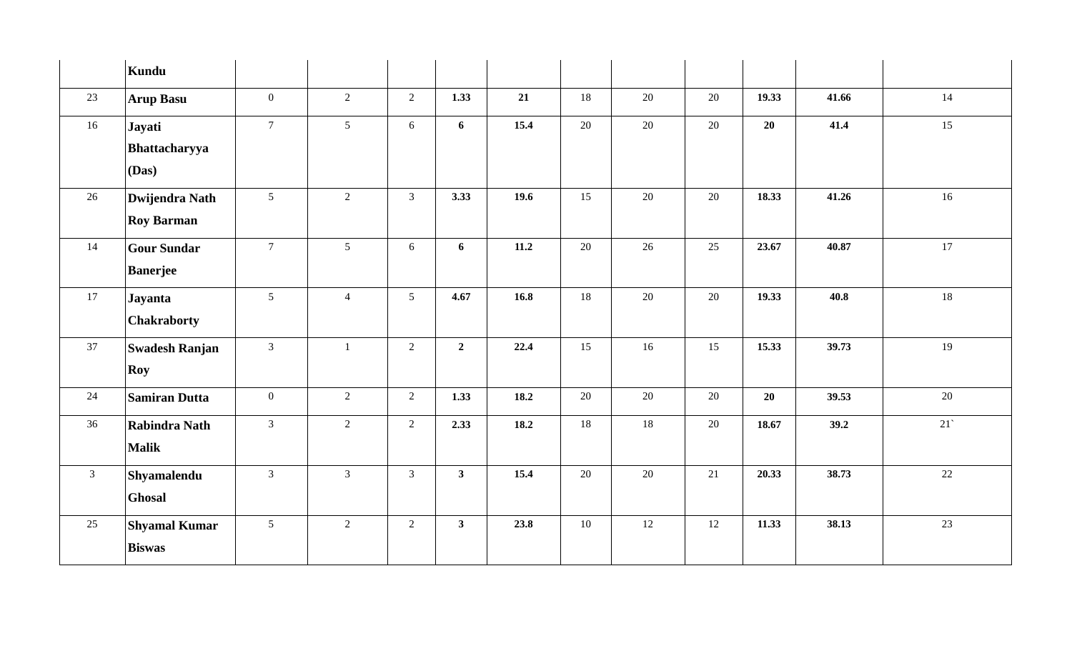| | Kundu | | | | | | | | | | | |
|---|---|---|---|---|---|---|---|---|---|---|---|---|
| 23 | **Arup Basu** | 0 | 2 | 2 | **1.33** | **21** | 18 | 20 | 20 | **19.33** | **41.66** | 14 |
| 16 | **Jayati Bhattacharyya (Das)** | 7 | 5 | 6 | **6** | **15.4** | 20 | 20 | 20 | **20** | **41.4** | 15 |
| 26 | **Dwijendra Nath Roy Barman** | 5 | 2 | 3 | **3.33** | **19.6** | 15 | 20 | 20 | **18.33** | **41.26** | 16 |
| 14 | **Gour Sundar Banerjee** | 7 | 5 | 6 | **6** | **11.2** | 20 | 26 | 25 | **23.67** | **40.87** | 17 |
| 17 | **Jayanta Chakraborty** | 5 | 4 | 5 | **4.67** | **16.8** | 18 | 20 | 20 | **19.33** | **40.8** | 18 |
| 37 | **Swadesh Ranjan Roy** | 3 | 1 | 2 | **2** | **22.4** | 15 | 16 | 15 | **15.33** | **39.73** | 19 |
| 24 | **Samiran Dutta** | 0 | 2 | 2 | **1.33** | **18.2** | 20 | 20 | 20 | **20** | **39.53** | 20 |
| 36 | **Rabindra Nath Malik** | 3 | 2 | 2 | **2.33** | **18.2** | 18 | 18 | 20 | **18.67** | **39.2** | 21` |
| 3 | **Shyamalendu Ghosal** | 3 | 3 | 3 | **3** | **15.4** | 20 | 20 | 21 | **20.33** | **38.73** | 22 |
| 25 | **Shyamal Kumar Biswas** | 5 | 2 | 2 | **3** | **23.8** | 10 | 12 | 12 | **11.33** | **38.13** | 23 |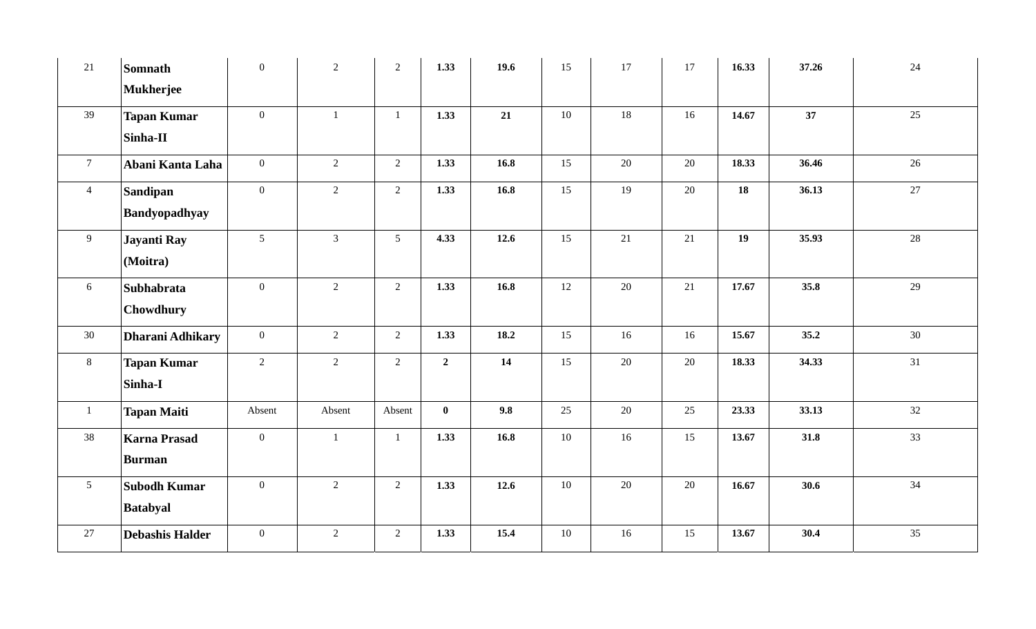| | | | | | | | | | | | | |
|---|---|---|---|---|---|---|---|---|---|---|---|---|
| 21 | **Somnath Mukherjee** | 0 | 2 | 2 | **1.33** | **19.6** | 15 | 17 | 17 | **16.33** | **37.26** | 24 |
| 39 | **Tapan Kumar Sinha-II** | 0 | 1 | 1 | **1.33** | **21** | 10 | 18 | 16 | **14.67** | **37** | 25 |
| 7 | **Abani Kanta Laha** | 0 | 2 | 2 | **1.33** | **16.8** | 15 | 20 | 20 | **18.33** | **36.46** | 26 |
| 4 | **Sandipan Bandyopadhyay** | 0 | 2 | 2 | **1.33** | **16.8** | 15 | 19 | 20 | **18** | **36.13** | 27 |
| 9 | **Jayanti Ray (Moitra)** | 5 | 3 | 5 | **4.33** | **12.6** | 15 | 21 | 21 | **19** | **35.93** | 28 |
| 6 | **Subhabrata Chowdhury** | 0 | 2 | 2 | **1.33** | **16.8** | 12 | 20 | 21 | **17.67** | **35.8** | 29 |
| 30 | **Dharani Adhikary** | 0 | 2 | 2 | **1.33** | **18.2** | 15 | 16 | 16 | **15.67** | **35.2** | 30 |
| 8 | **Tapan Kumar Sinha-I** | 2 | 2 | 2 | **2** | **14** | 15 | 20 | 20 | **18.33** | **34.33** | 31 |
| 1 | **Tapan Maiti** | Absent | Absent | Absent | **0** | **9.8** | 25 | 20 | 25 | **23.33** | **33.13** | 32 |
| 38 | **Karna Prasad Burman** | 0 | 1 | 1 | **1.33** | **16.8** | 10 | 16 | 15 | **13.67** | **31.8** | 33 |
| 5 | **Subodh Kumar Batabyal** | 0 | 2 | 2 | **1.33** | **12.6** | 10 | 20 | 20 | **16.67** | **30.6** | 34 |
| 27 | **Debashis Halder** | 0 | 2 | 2 | **1.33** | **15.4** | 10 | 16 | 15 | **13.67** | **30.4** | 35 |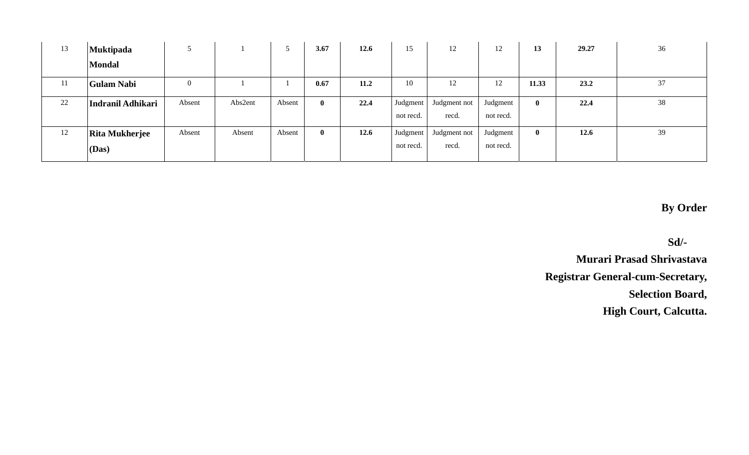| | | | | | | | | | | | | |
|---|---|---|---|---|---|---|---|---|---|---|---|---|
| 13 | **Muktipada Mondal** | 5 | 1 | 5 | **3.67** | **12.6** | 15 | 12 | 12 | **13** | **29.27** | 36 |
| 11 | **Gulam Nabi** | 0 | 1 | 1 | **0.67** | **11.2** | 10 | 12 | 12 | **11.33** | **23.2** | 37 |
| 22 | **Indranil Adhikari** | Absent | Abs2ent | Absent | **0** | **22.4** | Judgment not recd. | Judgment not recd. | Judgment not recd. | **0** | **22.4** | 38 |
| 12 | **Rita Mukherjee (Das)** | Absent | Absent | Absent | **0** | **12.6** | Judgment not recd. | Judgment not recd. | Judgment not recd. | **0** | **12.6** | 39 |

**By Order**

**Sd/-**

**Murari Prasad Shrivastava**

**Registrar General-cum-Secretary,**

**Selection Board,**

**High Court, Calcutta.**